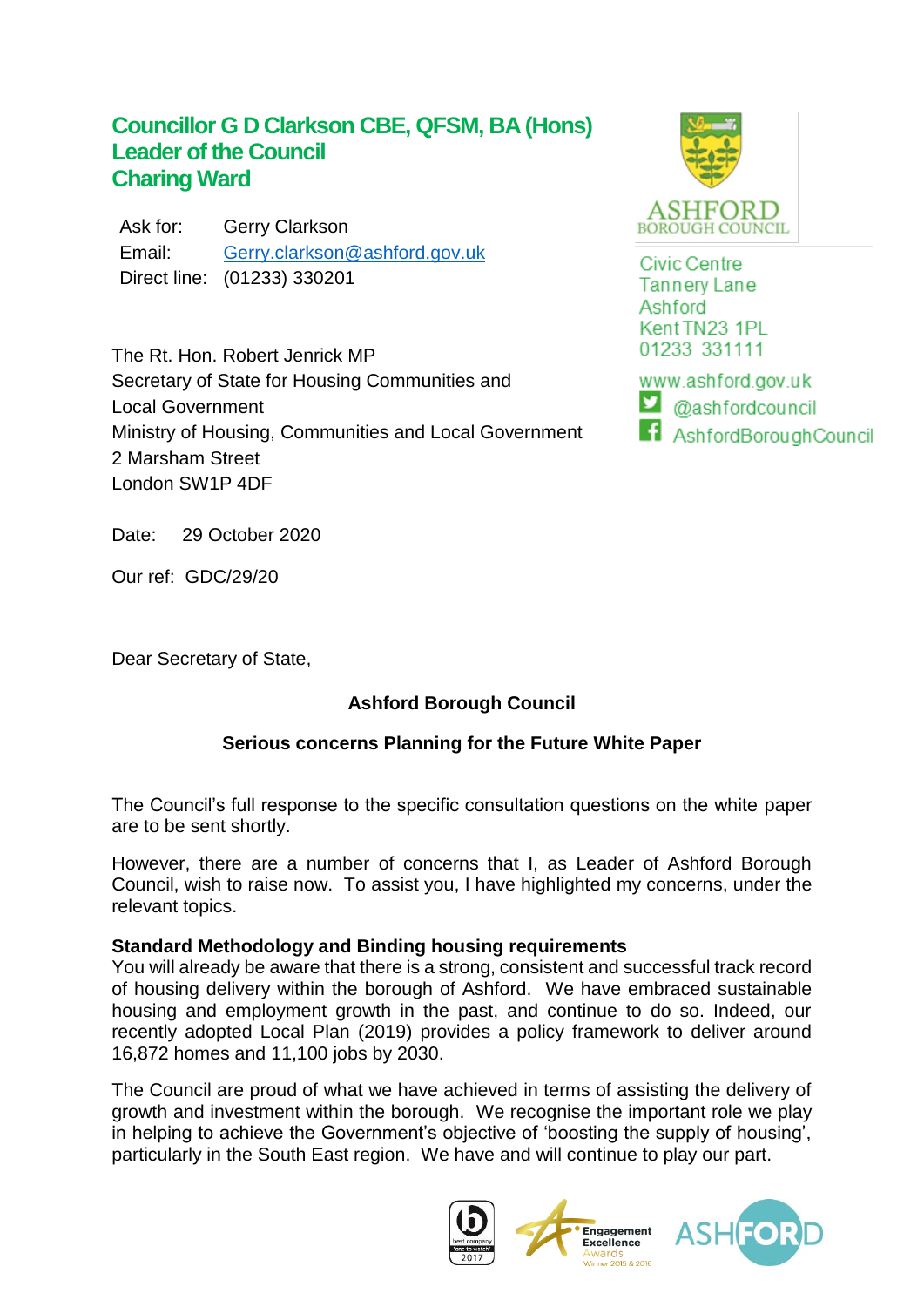**Councillor G D Clarkson CBE, QFSM, BA (Hons)**
**Leader of the Council**
**Charing Ward**

Ask for: Gerry Clarkson
Email: Gerry.clarkson@ashford.gov.uk
Direct line: (01233) 330201

ASHFORD BOROUGH COUNCIL

Civic Centre
Tannery Lane
Ashford
Kent TN23 1PL
01233 331111

www.ashford.gov.uk
@ashfordcouncil
AshfordBoroughCouncil

The Rt. Hon. Robert Jenrick MP
Secretary of State for Housing Communities and Local Government
Ministry of Housing, Communities and Local Government
2 Marsham Street
London SW1P 4DF

Date: 29 October 2020

Our ref: GDC/29/20

Dear Secretary of State,

**Ashford Borough Council**

**Serious concerns Planning for the Future White Paper**

The Council's full response to the specific consultation questions on the white paper are to be sent shortly.

However, there are a number of concerns that I, as Leader of Ashford Borough Council, wish to raise now. To assist you, I have highlighted my concerns, under the relevant topics.

**Standard Methodology and Binding housing requirements**

You will already be aware that there is a strong, consistent and successful track record of housing delivery within the borough of Ashford. We have embraced sustainable housing and employment growth in the past, and continue to do so. Indeed, our recently adopted Local Plan (2019) provides a policy framework to deliver around 16,872 homes and 11,100 jobs by 2030.

The Council are proud of what we have achieved in terms of assisting the delivery of growth and investment within the borough. We recognise the important role we play in helping to achieve the Government's objective of 'boosting the supply of housing', particularly in the South East region. We have and will continue to play our part.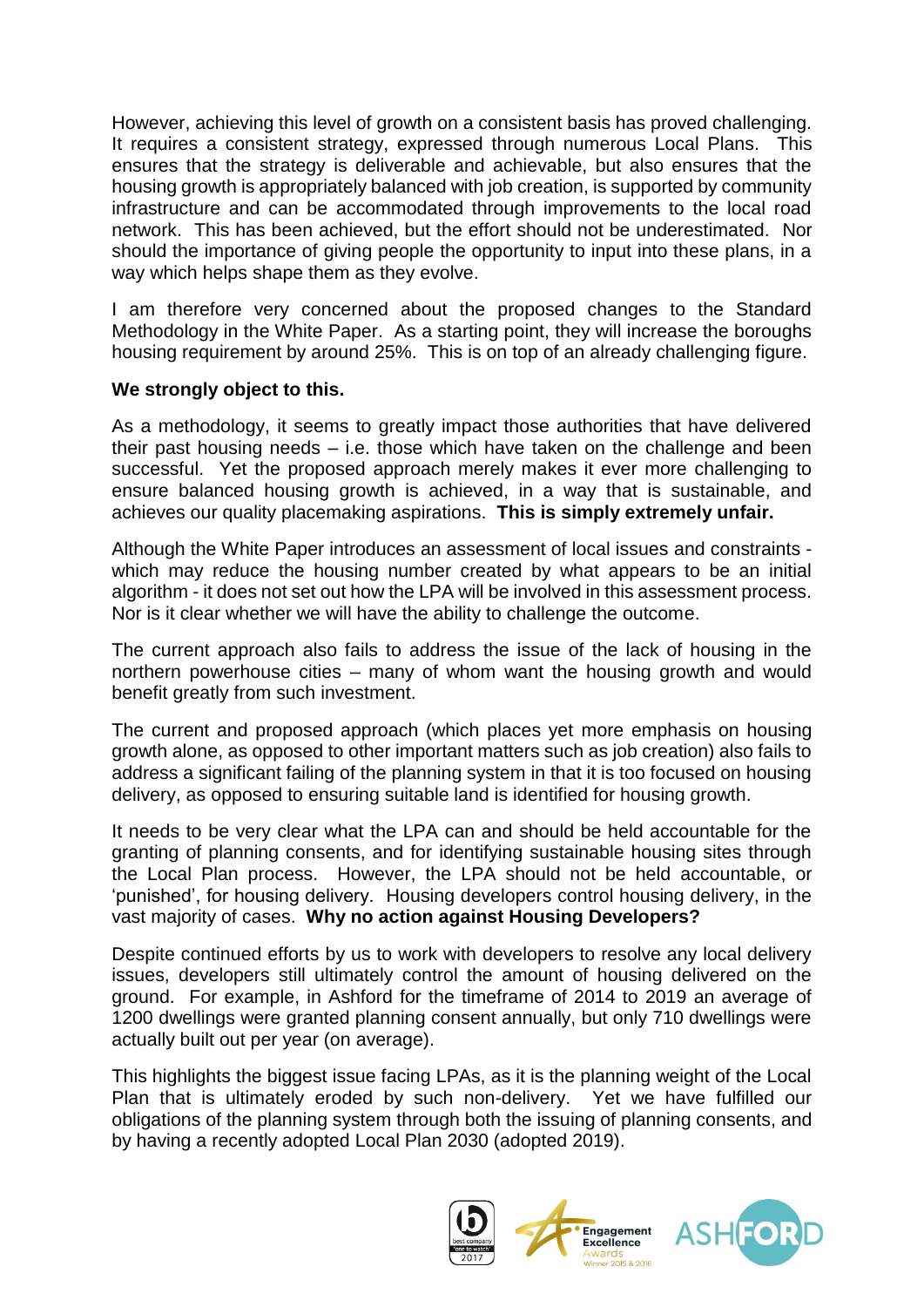However, achieving this level of growth on a consistent basis has proved challenging. It requires a consistent strategy, expressed through numerous Local Plans. This ensures that the strategy is deliverable and achievable, but also ensures that the housing growth is appropriately balanced with job creation, is supported by community infrastructure and can be accommodated through improvements to the local road network. This has been achieved, but the effort should not be underestimated. Nor should the importance of giving people the opportunity to input into these plans, in a way which helps shape them as they evolve.

I am therefore very concerned about the proposed changes to the Standard Methodology in the White Paper. As a starting point, they will increase the boroughs housing requirement by around 25%. This is on top of an already challenging figure.

**We strongly object to this.**

As a methodology, it seems to greatly impact those authorities that have delivered their past housing needs – i.e. those which have taken on the challenge and been successful. Yet the proposed approach merely makes it ever more challenging to ensure balanced housing growth is achieved, in a way that is sustainable, and achieves our quality placemaking aspirations. **This is simply extremely unfair.**

Although the White Paper introduces an assessment of local issues and constraints - which may reduce the housing number created by what appears to be an initial algorithm - it does not set out how the LPA will be involved in this assessment process. Nor is it clear whether we will have the ability to challenge the outcome.

The current approach also fails to address the issue of the lack of housing in the northern powerhouse cities – many of whom want the housing growth and would benefit greatly from such investment.

The current and proposed approach (which places yet more emphasis on housing growth alone, as opposed to other important matters such as job creation) also fails to address a significant failing of the planning system in that it is too focused on housing delivery, as opposed to ensuring suitable land is identified for housing growth.

It needs to be very clear what the LPA can and should be held accountable for the granting of planning consents, and for identifying sustainable housing sites through the Local Plan process. However, the LPA should not be held accountable, or 'punished', for housing delivery. Housing developers control housing delivery, in the vast majority of cases. **Why no action against Housing Developers?**

Despite continued efforts by us to work with developers to resolve any local delivery issues, developers still ultimately control the amount of housing delivered on the ground. For example, in Ashford for the timeframe of 2014 to 2019 an average of 1200 dwellings were granted planning consent annually, but only 710 dwellings were actually built out per year (on average).

This highlights the biggest issue facing LPAs, as it is the planning weight of the Local Plan that is ultimately eroded by such non-delivery. Yet we have fulfilled our obligations of the planning system through both the issuing of planning consents, and by having a recently adopted Local Plan 2030 (adopted 2019).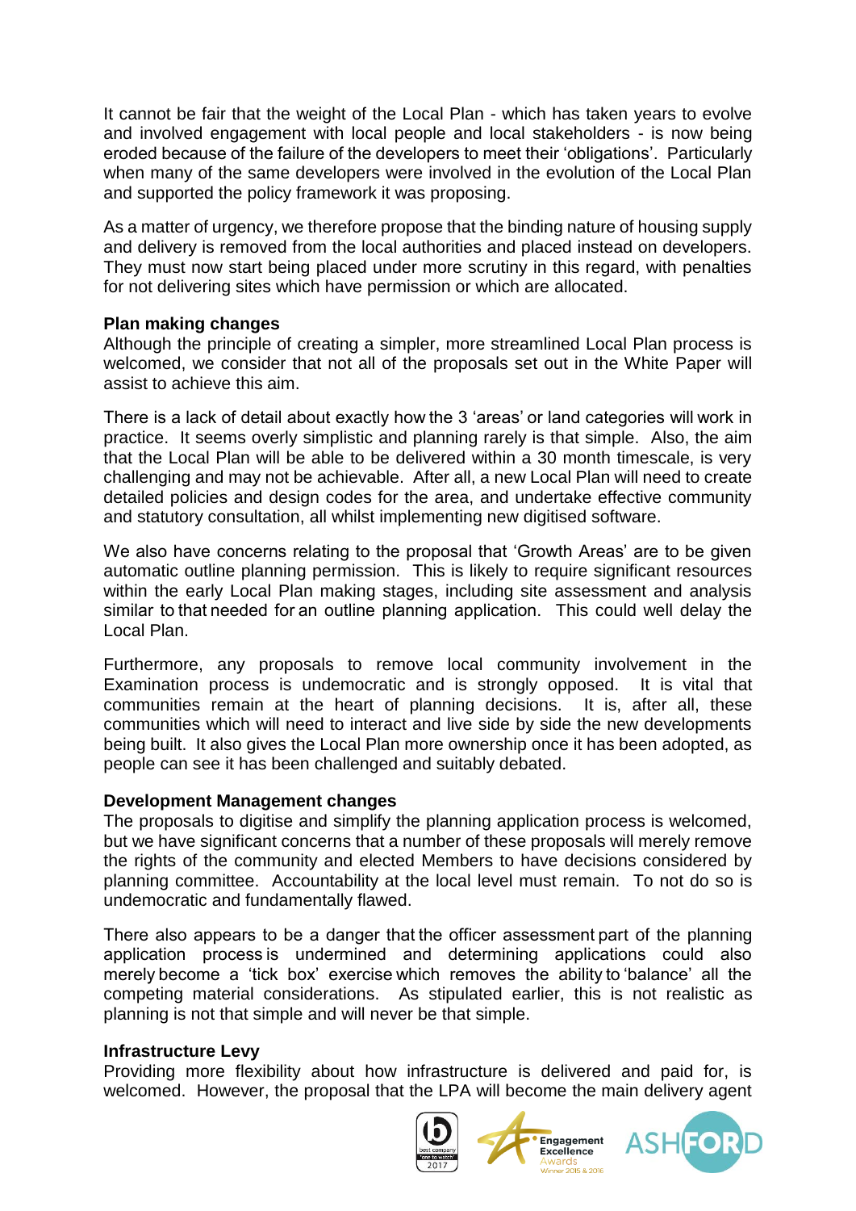It cannot be fair that the weight of the Local Plan - which has taken years to evolve and involved engagement with local people and local stakeholders - is now being eroded because of the failure of the developers to meet their 'obligations'. Particularly when many of the same developers were involved in the evolution of the Local Plan and supported the policy framework it was proposing.

As a matter of urgency, we therefore propose that the binding nature of housing supply and delivery is removed from the local authorities and placed instead on developers. They must now start being placed under more scrutiny in this regard, with penalties for not delivering sites which have permission or which are allocated.

**Plan making changes**

Although the principle of creating a simpler, more streamlined Local Plan process is welcomed, we consider that not all of the proposals set out in the White Paper will assist to achieve this aim.

There is a lack of detail about exactly how the 3 'areas' or land categories will work in practice. It seems overly simplistic and planning rarely is that simple. Also, the aim that the Local Plan will be able to be delivered within a 30 month timescale, is very challenging and may not be achievable. After all, a new Local Plan will need to create detailed policies and design codes for the area, and undertake effective community and statutory consultation, all whilst implementing new digitised software.

We also have concerns relating to the proposal that 'Growth Areas' are to be given automatic outline planning permission. This is likely to require significant resources within the early Local Plan making stages, including site assessment and analysis similar to that needed for an outline planning application. This could well delay the Local Plan.

Furthermore, any proposals to remove local community involvement in the Examination process is undemocratic and is strongly opposed. It is vital that communities remain at the heart of planning decisions. It is, after all, these communities which will need to interact and live side by side the new developments being built. It also gives the Local Plan more ownership once it has been adopted, as people can see it has been challenged and suitably debated.

**Development Management changes**

The proposals to digitise and simplify the planning application process is welcomed, but we have significant concerns that a number of these proposals will merely remove the rights of the community and elected Members to have decisions considered by planning committee. Accountability at the local level must remain. To not do so is undemocratic and fundamentally flawed.

There also appears to be a danger that the officer assessment part of the planning application process is undermined and determining applications could also merely become a 'tick box' exercise which removes the ability to 'balance' all the competing material considerations. As stipulated earlier, this is not realistic as planning is not that simple and will never be that simple.

**Infrastructure Levy**

Providing more flexibility about how infrastructure is delivered and paid for, is welcomed. However, the proposal that the LPA will become the main delivery agent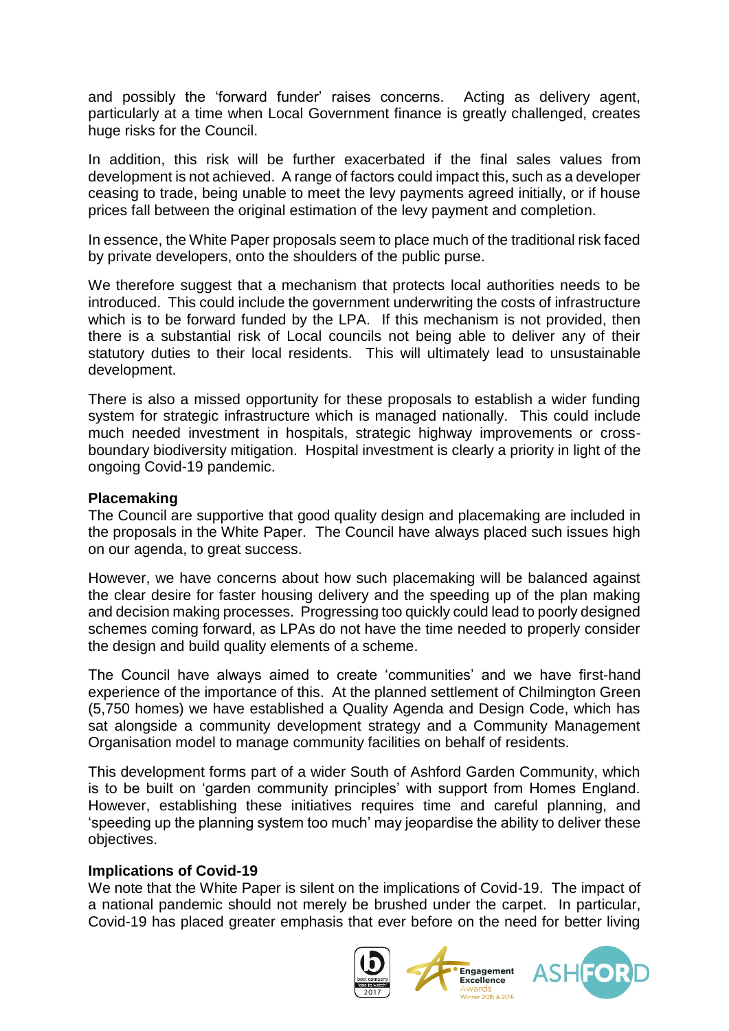and possibly the 'forward funder' raises concerns. Acting as delivery agent, particularly at a time when Local Government finance is greatly challenged, creates huge risks for the Council.

In addition, this risk will be further exacerbated if the final sales values from development is not achieved. A range of factors could impact this, such as a developer ceasing to trade, being unable to meet the levy payments agreed initially, or if house prices fall between the original estimation of the levy payment and completion.

In essence, the White Paper proposals seem to place much of the traditional risk faced by private developers, onto the shoulders of the public purse.

We therefore suggest that a mechanism that protects local authorities needs to be introduced. This could include the government underwriting the costs of infrastructure which is to be forward funded by the LPA. If this mechanism is not provided, then there is a substantial risk of Local councils not being able to deliver any of their statutory duties to their local residents. This will ultimately lead to unsustainable development.

There is also a missed opportunity for these proposals to establish a wider funding system for strategic infrastructure which is managed nationally. This could include much needed investment in hospitals, strategic highway improvements or cross-boundary biodiversity mitigation. Hospital investment is clearly a priority in light of the ongoing Covid-19 pandemic.

**Placemaking**

The Council are supportive that good quality design and placemaking are included in the proposals in the White Paper. The Council have always placed such issues high on our agenda, to great success.

However, we have concerns about how such placemaking will be balanced against the clear desire for faster housing delivery and the speeding up of the plan making and decision making processes. Progressing too quickly could lead to poorly designed schemes coming forward, as LPAs do not have the time needed to properly consider the design and build quality elements of a scheme.

The Council have always aimed to create 'communities' and we have first-hand experience of the importance of this. At the planned settlement of Chilmington Green (5,750 homes) we have established a Quality Agenda and Design Code, which has sat alongside a community development strategy and a Community Management Organisation model to manage community facilities on behalf of residents.

This development forms part of a wider South of Ashford Garden Community, which is to be built on 'garden community principles' with support from Homes England. However, establishing these initiatives requires time and careful planning, and 'speeding up the planning system too much' may jeopardise the ability to deliver these objectives.

**Implications of Covid-19**

We note that the White Paper is silent on the implications of Covid-19. The impact of a national pandemic should not merely be brushed under the carpet. In particular, Covid-19 has placed greater emphasis that ever before on the need for better living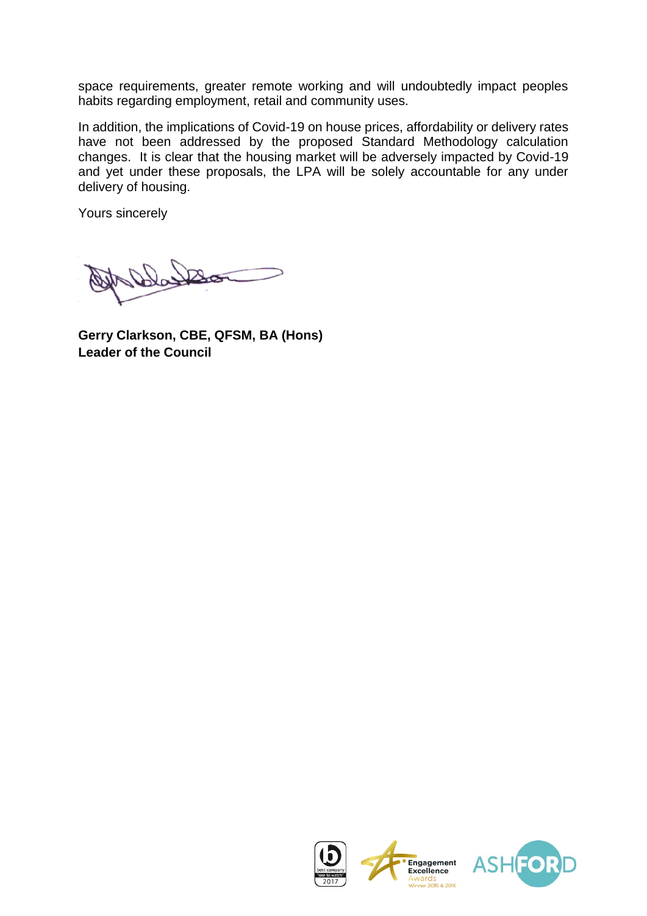space requirements, greater remote working and will undoubtedly impact peoples habits regarding employment, retail and community uses.

In addition, the implications of Covid-19 on house prices, affordability or delivery rates have not been addressed by the proposed Standard Methodology calculation changes. It is clear that the housing market will be adversely impacted by Covid-19 and yet under these proposals, the LPA will be solely accountable for any under delivery of housing.

Yours sincerely

**Gerry Clarkson, CBE, QFSM, BA (Hons)**
**Leader of the Council**